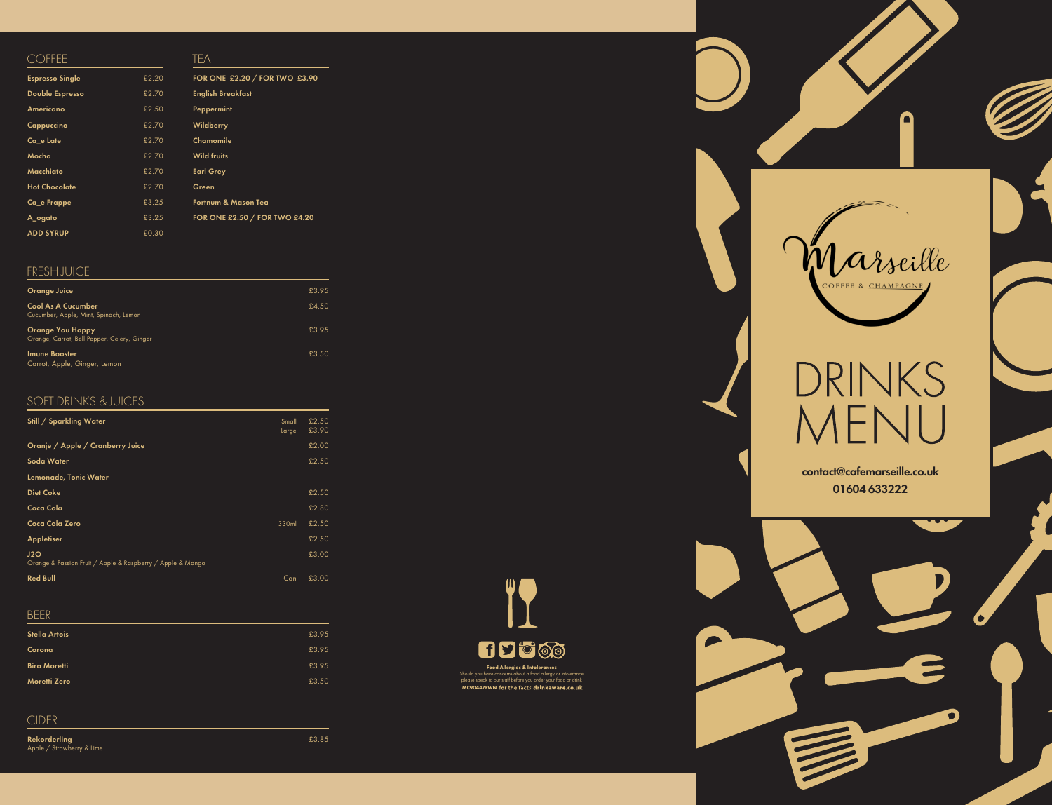# Marseille

COFFEE & CHAMPAGNE

# DRINKS MENU

**contact@cafemarseille.co.uk**
**01604 633222**

## COFFEE

| Item | Price |
|---|---|
| **Espresso Single** | £2.20 |
| **Double Espresso** | £2.70 |
| **Americano** | £2.50 |
| **Cappuccino** | £2.70 |
| **Ca_e Late** | £2.70 |
| **Mocha** | £2.70 |
| **Macchiato** | £2.70 |
| **Hot Chocolate** | £2.70 |
| **Ca_e Frappe** | £3.25 |
| **A_ogato** | £3.25 |
| **ADD SYRUP** | £0.30 |

## TEA

**FOR ONE £2.20 / FOR TWO £3.90**

- **English Breakfast**
- **Peppermint**
- **Wildberry**
- **Chamomile**
- **Wild fruits**
- **Earl Grey**
- **Green**
- **Fortnum & Mason Tea**

**FOR ONE £2.50 / FOR TWO £4.20**

## FRESH JUICE

| Item | Price |
|---|---|
| **Orange Juice** | £3.95 |
| **Cool As A Cucumber**<br>Cucumber, Apple, Mint, Spinach, Lemon | £4.50 |
| **Orange You Happy**<br>Orange, Carrot, Bell Pepper, Celery, Ginger | £3.95 |
| **Imune Booster**<br>Carrot, Apple, Ginger, Lemon | £3.50 |

## SOFT DRINKS & JUICES

| Item | Size | Price |
|---|---|---|
| **Still / Sparkling Water** | Small<br>Large | £2.50<br>£3.90 |
| **Oranje / Apple / Cranberry Juice** | | £2.00 |
| **Soda Water** | | £2.50 |
| **Lemonade, Tonic Water** | | |
| **Diet Coke** | | £2.50 |
| **Coca Cola** | | £2.80 |
| **Coca Cola Zero** | 330ml | £2.50 |
| **Appletiser** | | £2.50 |
| **J2O**<br>Orange & Passion Fruit / Apple & Raspberry / Apple & Mango | | £3.00 |
| **Red Bull** | Can | £3.00 |

## BEER

| Item | Price |
|---|---|
| **Stella Artois** | £3.95 |
| **Corona** | £3.95 |
| **Bira Moretti** | £3.95 |
| **Moretti Zero** | £3.50 |

## CIDER

| Item | Price |
|---|---|
| **Rekorderling**<br>Apple / Strawberry & Lime | £3.85 |

**Food Allergies & Intolerances**
Should you have concerns about a food allergy or intolerance please speak to our staff before you order your food or drink
**MC90447EWN for the facts drinkaware.co.uk**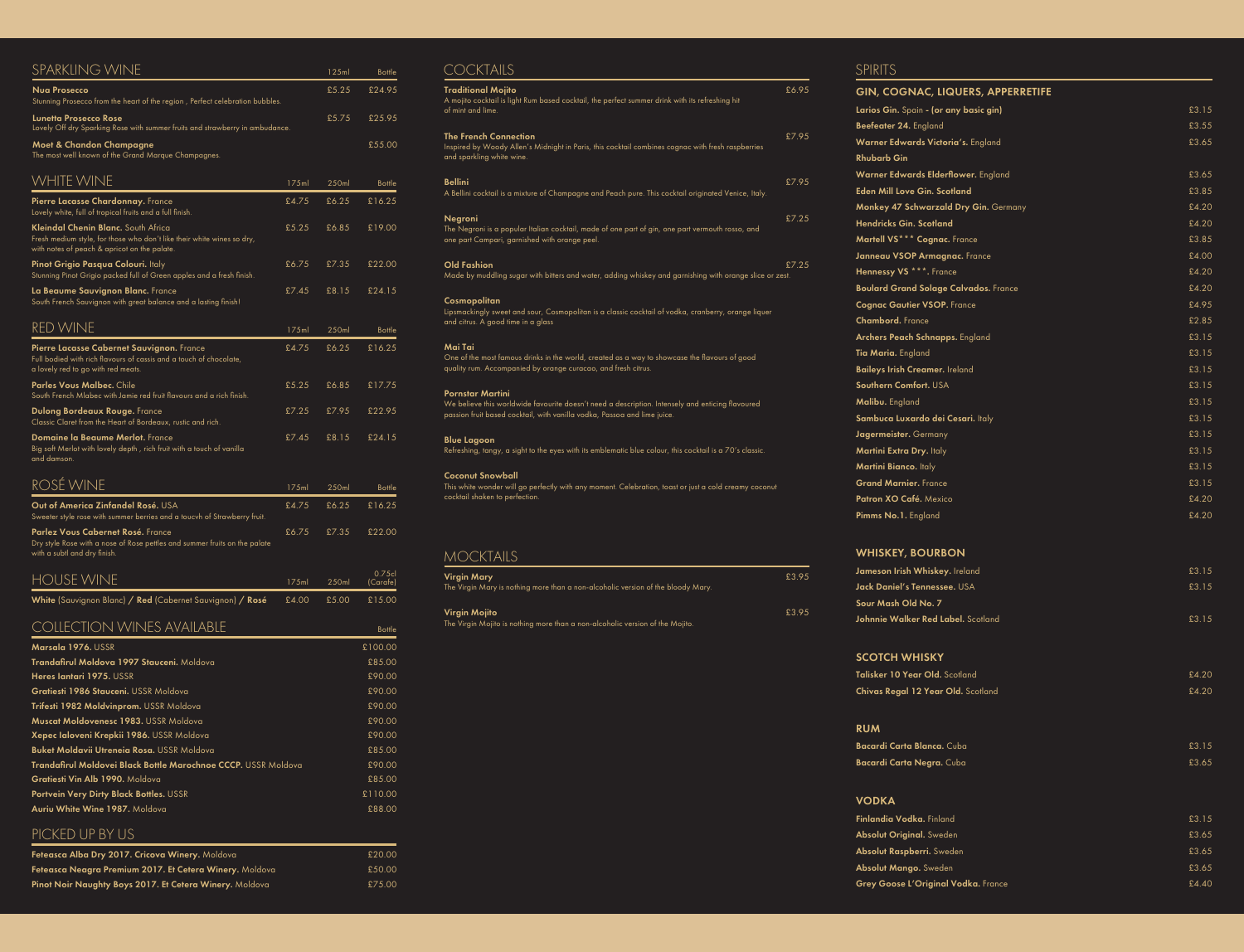## SPARKLING WINE

| | 125ml | Bottle |
|---|---|---|
| **Nua Prosecco**<br>Stunning Prosecco from the heart of the region , Perfect celebration bubbles. | £5.25 | £24.95 |
| **Lunetta Prosecco Rose**<br>Lovely Off dry Sparking Rose with summer fruits and strawberry in ambudance. | £5.75 | £25.95 |
| **Moet & Chandon Champagne**<br>The most well known of the Grand Marque Champagnes. | | £55.00 |

## WHITE WINE

| | 175ml | 250ml | Bottle |
|---|---|---|---|
| **Pierre Lacasse Chardonnay.** France<br>Lovely white, full of tropical fruits and a full finish. | £4.75 | £6.25 | £16.25 |
| **Kleindal Chenin Blanc.** South Africa<br>Fresh medium style, for those who don't like their white wines so dry, with notes of peach & apricot on the palate. | £5.25 | £6.85 | £19.00 |
| **Pinot Grigio Pasqua Colouri.** Italy<br>Stunning Pinot Grigio packed full of Green apples and a fresh finish. | £6.75 | £7.35 | £22.00 |
| **La Beaume Sauvignon Blanc.** France<br>South French Sauvignon with great balance and a lasting finish! | £7.45 | £8.15 | £24.15 |

## RED WINE

| | 175ml | 250ml | Bottle |
|---|---|---|---|
| **Pierre Lacasse Cabernet Sauvignon.** France<br>Full bodied with rich flavours of cassis and a touch of chocolate, a lovely red to go with red meats. | £4.75 | £6.25 | £16.25 |
| **Parles Vous Malbec.** Chile<br>South French Mlabec with Jamie red fruit flavours and a rich finish. | £5.25 | £6.85 | £17.75 |
| **Dulong Bordeaux Rouge.** France<br>Classic Claret from the Heart of Bordeaux, rustic and rich. | £7.25 | £7.95 | £22.95 |
| **Domaine la Beaume Merlot.** France<br>Big soft Merlot with lovely depth , rich fruit with a touch of vanilla and damson. | £7.45 | £8.15 | £24.15 |

## ROSÉ WINE

| | 175ml | 250ml | Bottle |
|---|---|---|---|
| **Out of America Zinfandel Rosé.** USA<br>Sweeter style rose with summer berries and a toucvh of Strawberry fruit. | £4.75 | £6.25 | £16.25 |
| **Parlez Vous Cabernet Rosé.** France<br>Dry style Rose with a nose of Rose petlles and summer fruits on the palate with a subtl and dry finish. | £6.75 | £7.35 | £22.00 |

## HOUSE WINE

| | 175ml | 250ml | 0.75cl (Carafe) |
|---|---|---|---|
| **White** (Sauvignon Blanc) **/ Red** (Cabernet Sauvignon) **/ Rosé** | £4.00 | £5.00 | £15.00 |

## COLLECTION WINES AVAILABLE

| | Bottle |
|---|---|
| **Marsala 1976.** USSR | £100.00 |
| **Trandafirul Moldova 1997 Stauceni.** Moldova | £85.00 |
| **Heres Iantari 1975.** USSR | £90.00 |
| **Gratiesti 1986 Stauceni.** USSR Moldova | £90.00 |
| **Trifesti 1982 Moldvinprom.** USSR Moldova | £90.00 |
| **Muscat Moldovenesc 1983.** USSR Moldova | £90.00 |
| **Xepec Ialoveni Krepkii 1986.** USSR Moldova | £90.00 |
| **Buket Moldavii Utreneia Rosa.** USSR Moldova | £85.00 |
| **Trandafirul Moldovei Black Bottle Marochnoe CCCP.** USSR Moldova | £90.00 |
| **Gratiesti Vin Alb 1990.** Moldova | £85.00 |
| **Portvein Very Dirty Black Bottles.** USSR | £110.00 |
| **Auriu White Wine 1987.** Moldova | £88.00 |

## PICKED UP BY US

| | |
|---|---|
| **Feteasca Alba Dry 2017. Cricova Winery.** Moldova | £20.00 |
| **Feteasca Neagra Premium 2017. Et Cetera Winery.** Moldova | £50.00 |
| **Pinot Noir Naughty Boys 2017. Et Cetera Winery.** Moldova | £75.00 |

## COCKTAILS

| | |
|---|---|
| **Traditional Mojito**<br>A mojito cocktail is light Rum based cocktail, the perfect summer drink with its refreshing hit of mint and lime. | £6.95 |
| **The French Connection**<br>Inspired by Woody Allen's Midnight in Paris, this cocktail combines cognac with fresh raspberries and sparkling white wine. | £7.95 |
| **Bellini**<br>A Bellini cocktail is a mixture of Champagne and Peach pure. This cocktail originated Venice, Italy. | £7.95 |
| **Negroni**<br>The Negroni is a popular Italian cocktail, made of one part of gin, one part vermouth rosso, and one part Campari, garnished with orange peel. | £7.25 |
| **Old Fashion**<br>Made by muddling sugar with bitters and water, adding whiskey and garnishing with orange slice or zest. | £7.25 |
| **Cosmopolitan**<br>Lipsmackingly sweet and sour, Cosmopolitan is a classic cocktail of vodka, cranberry, orange liquer and citrus. A good time in a glass | |
| **Mai Tai**<br>One of the most famous drinks in the world, created as a way to showcase the flavours of good quality rum. Accompanied by orange curacao, and fresh citrus. | |
| **Pornstar Martini**<br>We believe this worldwide favourite doesn't need a description. Intensely and enticing flavoured passion fruit based cocktail, with vanilla vodka, Passoa and lime juice. | |
| **Blue Lagoon**<br>Refreshing, tangy, a sight to the eyes with its emblematic blue colour, this cocktail is a 70's classic. | |
| **Coconut Snowball**<br>This white wonder will go perfectly with any moment. Celebration, toast or just a cold creamy coconut cocktail shaken to perfection. | |

## MOCKTAILS

| | |
|---|---|
| **Virgin Mary**<br>The Virgin Mary is nothing more than a non-alcoholic version of the bloody Mary. | £3.95 |
| **Virgin Mojito**<br>The Virgin Mojito is nothing more than a non-alcoholic version of the Mojito. | £3.95 |

## SPIRITS

### GIN, COGNAC, LIQUERS, APPERRETIFE

| | |
|---|---|
| **Larios Gin.** Spain - **(or any basic gin)** | £3.15 |
| **Beefeater 24.** England | £3.55 |
| **Warner Edwards Victoria's.** England | £3.65 |
| **Rhubarb Gin** | |
| **Warner Edwards Elderflower.** England | £3.65 |
| **Eden Mill Love Gin. Scotland** | £3.85 |
| **Monkey 47 Schwarzald Dry Gin.** Germany | £4.20 |
| **Hendricks Gin. Scotland** | £4.20 |
| **Martell VS*** Cognac.** France | £3.85 |
| **Janneau VSOP Armagnac.** France | £4.00 |
| **Hennessy VS ***.** France | £4.20 |
| **Boulard Grand Solage Calvados.** France | £4.20 |
| **Cognac Gautier VSOP.** France | £4.95 |
| **Chambord.** France | £2.85 |
| **Archers Peach Schnapps.** England | £3.15 |
| **Tia Maria.** England | £3.15 |
| **Baileys Irish Creamer.** Ireland | £3.15 |
| **Southern Comfort.** USA | £3.15 |
| **Malibu.** England | £3.15 |
| **Sambuca Luxardo dei Cesari.** Italy | £3.15 |
| **Jagermeister.** Germany | £3.15 |
| **Martini Extra Dry.** Italy | £3.15 |
| **Martini Bianco.** Italy | £3.15 |
| **Grand Marnier.** France | £3.15 |
| **Patron XO Café.** Mexico | £4.20 |
| **Pimms No.1.** England | £4.20 |

### WHISKEY, BOURBON

| | |
|---|---|
| **Jameson Irish Whiskey.** Ireland | £3.15 |
| **Jack Daniel's Tennessee.** USA | £3.15 |
| **Sour Mash Old No. 7** | |
| **Johnnie Walker Red Label.** Scotland | £3.15 |

### SCOTCH WHISKY

| | |
|---|---|
| **Talisker 10 Year Old.** Scotland | £4.20 |
| **Chivas Regal 12 Year Old.** Scotland | £4.20 |

### RUM

| | |
|---|---|
| **Bacardi Carta Blanca.** Cuba | £3.15 |
| **Bacardi Carta Negra.** Cuba | £3.65 |

### VODKA

| | |
|---|---|
| **Finlandia Vodka.** Finland | £3.15 |
| **Absolut Original.** Sweden | £3.65 |
| **Absolut Raspberri.** Sweden | £3.65 |
| **Absolut Mango.** Sweden | £3.65 |
| **Grey Goose L'Original Vodka.** France | £4.40 |